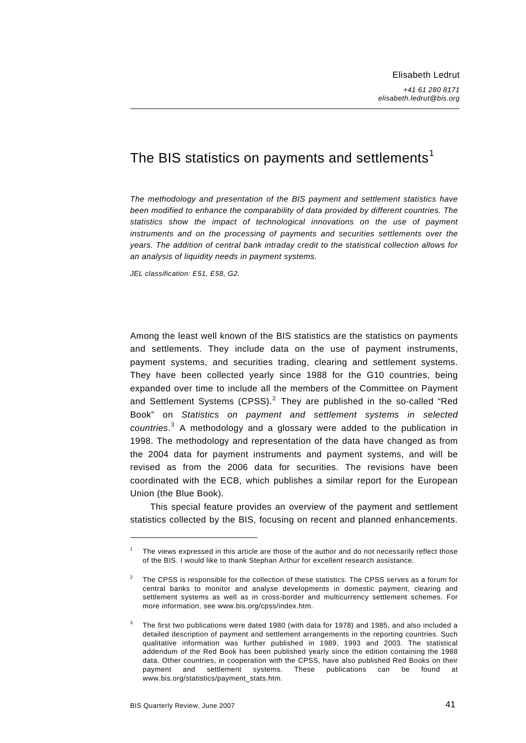Elisabeth Ledrut

*+41 61 280 8171*
*elisabeth.ledrut@bis.org*

# The BIS statistics on payments and settlements[1]

*The methodology and presentation of the BIS payment and settlement statistics have been modified to enhance the comparability of data provided by different countries. The statistics show the impact of technological innovations on the use of payment instruments and on the processing of payments and securities settlements over the years. The addition of central bank intraday credit to the statistical collection allows for an analysis of liquidity needs in payment systems.*

*JEL classification: E51, E58, G2.*

Among the least well known of the BIS statistics are the statistics on payments and settlements. They include data on the use of payment instruments, payment systems, and securities trading, clearing and settlement systems. They have been collected yearly since 1988 for the G10 countries, being expanded over time to include all the members of the Committee on Payment and Settlement Systems (CPSS).[2] They are published in the so-called "Red Book" on *Statistics on payment and settlement systems in selected countries*.[3] A methodology and a glossary were added to the publication in 1998. The methodology and representation of the data have changed as from the 2004 data for payment instruments and payment systems, and will be revised as from the 2006 data for securities. The revisions have been coordinated with the ECB, which publishes a similar report for the European Union (the Blue Book).

This special feature provides an overview of the payment and settlement statistics collected by the BIS, focusing on recent and planned enhancements.

---

[1] The views expressed in this article are those of the author and do not necessarily reflect those of the BIS. I would like to thank Stephan Arthur for excellent research assistance.

[2] The CPSS is responsible for the collection of these statistics. The CPSS serves as a forum for central banks to monitor and analyse developments in domestic payment, clearing and settlement systems as well as in cross-border and multicurrency settlement schemes. For more information, see www.bis.org/cpss/index.htm.

[3] The first two publications were dated 1980 (with data for 1978) and 1985, and also included a detailed description of payment and settlement arrangements in the reporting countries. Such qualitative information was further published in 1989, 1993 and 2003. The statistical addendum of the Red Book has been published yearly since the edition containing the 1988 data. Other countries, in cooperation with the CPSS, have also published Red Books on their payment and settlement systems. These publications can be found at www.bis.org/statistics/payment_stats.htm.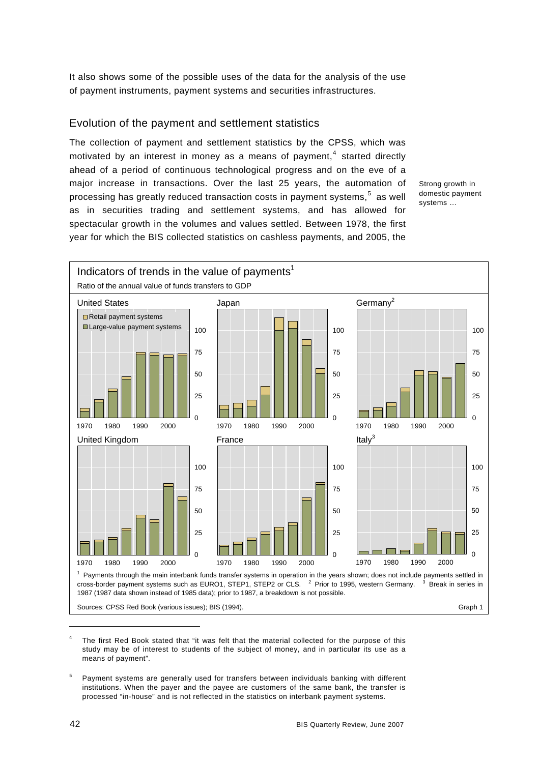It also shows some of the possible uses of the data for the analysis of the use of payment instruments, payment systems and securities infrastructures.

## Evolution of the payment and settlement statistics

The collection of payment and settlement statistics by the CPSS, which was motivated by an interest in money as a means of payment,[4] started directly ahead of a period of continuous technological progress and on the eve of a major increase in transactions. Over the last 25 years, the automation of processing has greatly reduced transaction costs in payment systems,[5] as well as in securities trading and settlement systems, and has allowed for spectacular growth in the volumes and values settled. Between 1978, the first year for which the BIS collected statistics on cashless payments, and 2005, the

Strong growth in domestic payment systems …

**Indicators of trends in the value of payments[1]**

Ratio of the annual value of funds transfers to GDP

Panels: United States; Japan; Germany[2]; United Kingdom; France; Italy[3]. Legend: Retail payment systems; Large-value payment systems.

[1] Payments through the main interbank funds transfer systems in operation in the years shown; does not include payments settled in cross-border payment systems such as EURO1, STEP1, STEP2 or CLS. [2] Prior to 1995, western Germany. [3] Break in series in 1987 (1987 data shown instead of 1985 data); prior to 1987, a breakdown is not possible.

Sources: CPSS Red Book (various issues); BIS (1994). Graph 1

---

[4] The first Red Book stated that "it was felt that the material collected for the purpose of this study may be of interest to students of the subject of money, and in particular its use as a means of payment".

[5] Payment systems are generally used for transfers between individuals banking with different institutions. When the payer and the payee are customers of the same bank, the transfer is processed "in-house" and is not reflected in the statistics on interbank payment systems.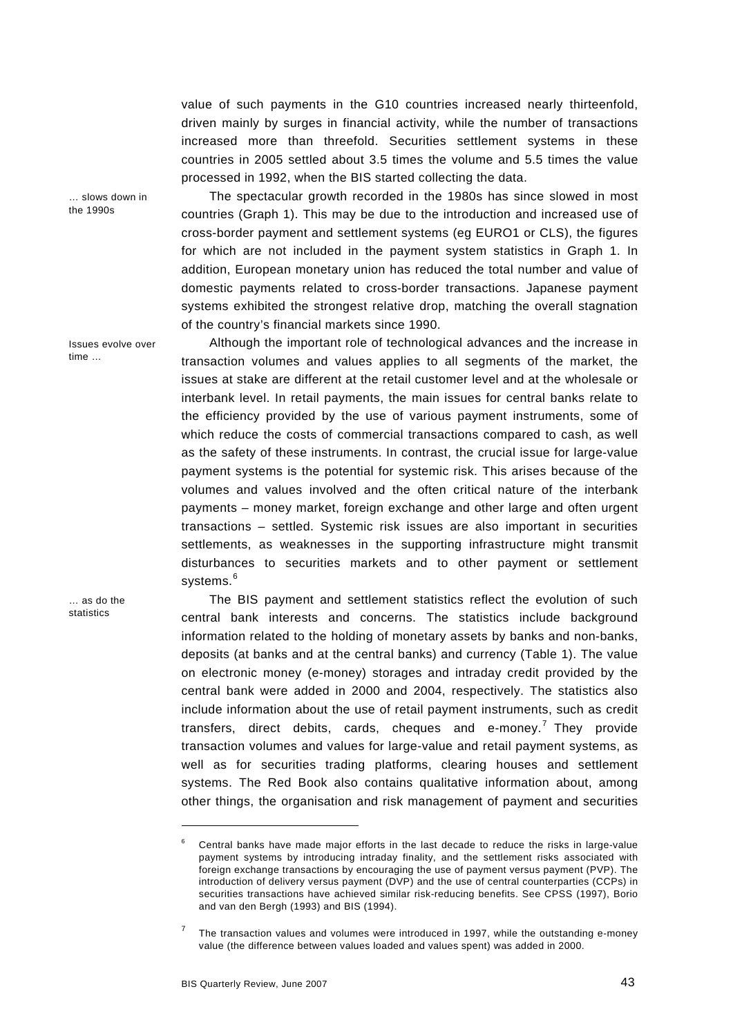value of such payments in the G10 countries increased nearly thirteenfold, driven mainly by surges in financial activity, while the number of transactions increased more than threefold. Securities settlement systems in these countries in 2005 settled about 3.5 times the volume and 5.5 times the value processed in 1992, when the BIS started collecting the data.

… slows down in the 1990s

The spectacular growth recorded in the 1980s has since slowed in most countries (Graph 1). This may be due to the introduction and increased use of cross-border payment and settlement systems (eg EURO1 or CLS), the figures for which are not included in the payment system statistics in Graph 1. In addition, European monetary union has reduced the total number and value of domestic payments related to cross-border transactions. Japanese payment systems exhibited the strongest relative drop, matching the overall stagnation of the country's financial markets since 1990.

Issues evolve over time …

Although the important role of technological advances and the increase in transaction volumes and values applies to all segments of the market, the issues at stake are different at the retail customer level and at the wholesale or interbank level. In retail payments, the main issues for central banks relate to the efficiency provided by the use of various payment instruments, some of which reduce the costs of commercial transactions compared to cash, as well as the safety of these instruments. In contrast, the crucial issue for large-value payment systems is the potential for systemic risk. This arises because of the volumes and values involved and the often critical nature of the interbank payments – money market, foreign exchange and other large and often urgent transactions – settled. Systemic risk issues are also important in securities settlements, as weaknesses in the supporting infrastructure might transmit disturbances to securities markets and to other payment or settlement systems.[6]

… as do the statistics

The BIS payment and settlement statistics reflect the evolution of such central bank interests and concerns. The statistics include background information related to the holding of monetary assets by banks and non-banks, deposits (at banks and at the central banks) and currency (Table 1). The value on electronic money (e-money) storages and intraday credit provided by the central bank were added in 2000 and 2004, respectively. The statistics also include information about the use of retail payment instruments, such as credit transfers, direct debits, cards, cheques and e-money.[7] They provide transaction volumes and values for large-value and retail payment systems, as well as for securities trading platforms, clearing houses and settlement systems. The Red Book also contains qualitative information about, among other things, the organisation and risk management of payment and securities

---

[6] Central banks have made major efforts in the last decade to reduce the risks in large-value payment systems by introducing intraday finality, and the settlement risks associated with foreign exchange transactions by encouraging the use of payment versus payment (PVP). The introduction of delivery versus payment (DVP) and the use of central counterparties (CCPs) in securities transactions have achieved similar risk-reducing benefits. See CPSS (1997), Borio and van den Bergh (1993) and BIS (1994).

[7] The transaction values and volumes were introduced in 1997, while the outstanding e-money value (the difference between values loaded and values spent) was added in 2000.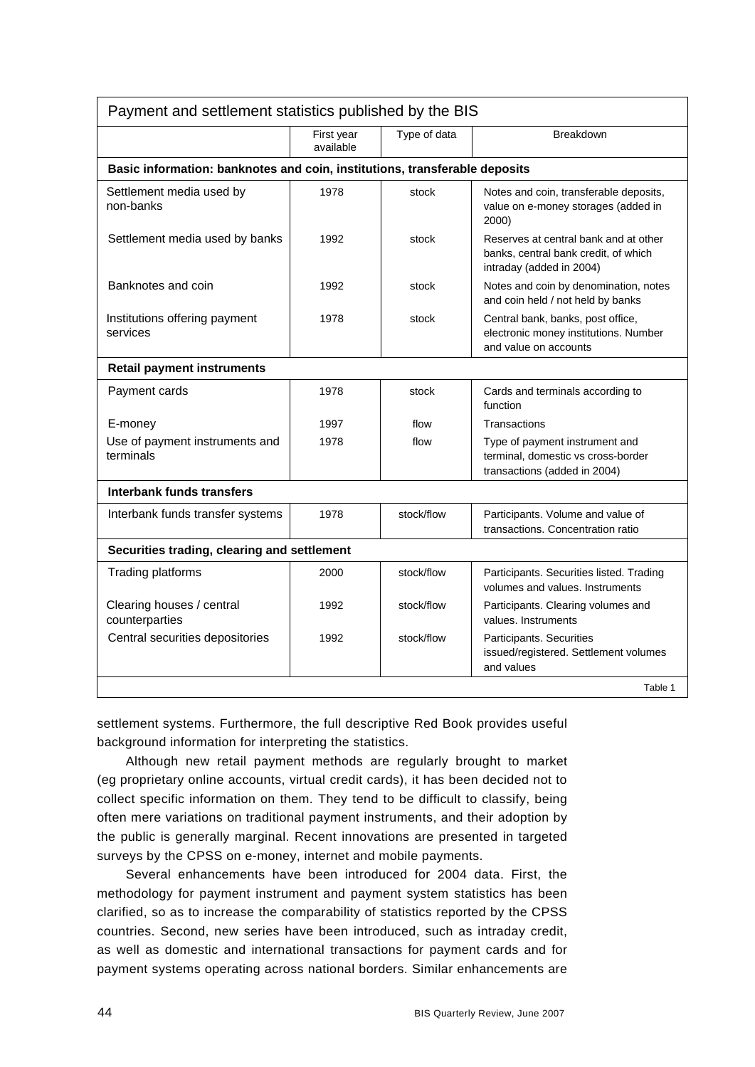| Payment and settlement statistics published by the BIS | | | |
|---|---|---|---|
| | First year available | Type of data | Breakdown |
| **Basic information: banknotes and coin, institutions, transferable deposits** | | | |
| Settlement media used by non-banks | 1978 | stock | Notes and coin, transferable deposits, value on e-money storages (added in 2000) |
| Settlement media used by banks | 1992 | stock | Reserves at central bank and at other banks, central bank credit, of which intraday (added in 2004) |
| Banknotes and coin | 1992 | stock | Notes and coin by denomination, notes and coin held / not held by banks |
| Institutions offering payment services | 1978 | stock | Central bank, banks, post office, electronic money institutions. Number and value on accounts |
| **Retail payment instruments** | | | |
| Payment cards | 1978 | stock | Cards and terminals according to function |
| E-money | 1997 | flow | Transactions |
| Use of payment instruments and terminals | 1978 | flow | Type of payment instrument and terminal, domestic vs cross-border transactions (added in 2004) |
| **Interbank funds transfers** | | | |
| Interbank funds transfer systems | 1978 | stock/flow | Participants. Volume and value of transactions. Concentration ratio |
| **Securities trading, clearing and settlement** | | | |
| Trading platforms | 2000 | stock/flow | Participants. Securities listed. Trading volumes and values. Instruments |
| Clearing houses / central counterparties | 1992 | stock/flow | Participants. Clearing volumes and values. Instruments |
| Central securities depositories | 1992 | stock/flow | Participants. Securities issued/registered. Settlement volumes and values |

Table 1

settlement systems. Furthermore, the full descriptive Red Book provides useful background information for interpreting the statistics.

Although new retail payment methods are regularly brought to market (eg proprietary online accounts, virtual credit cards), it has been decided not to collect specific information on them. They tend to be difficult to classify, being often mere variations on traditional payment instruments, and their adoption by the public is generally marginal. Recent innovations are presented in targeted surveys by the CPSS on e-money, internet and mobile payments.

Several enhancements have been introduced for 2004 data. First, the methodology for payment instrument and payment system statistics has been clarified, so as to increase the comparability of statistics reported by the CPSS countries. Second, new series have been introduced, such as intraday credit, as well as domestic and international transactions for payment cards and for payment systems operating across national borders. Similar enhancements are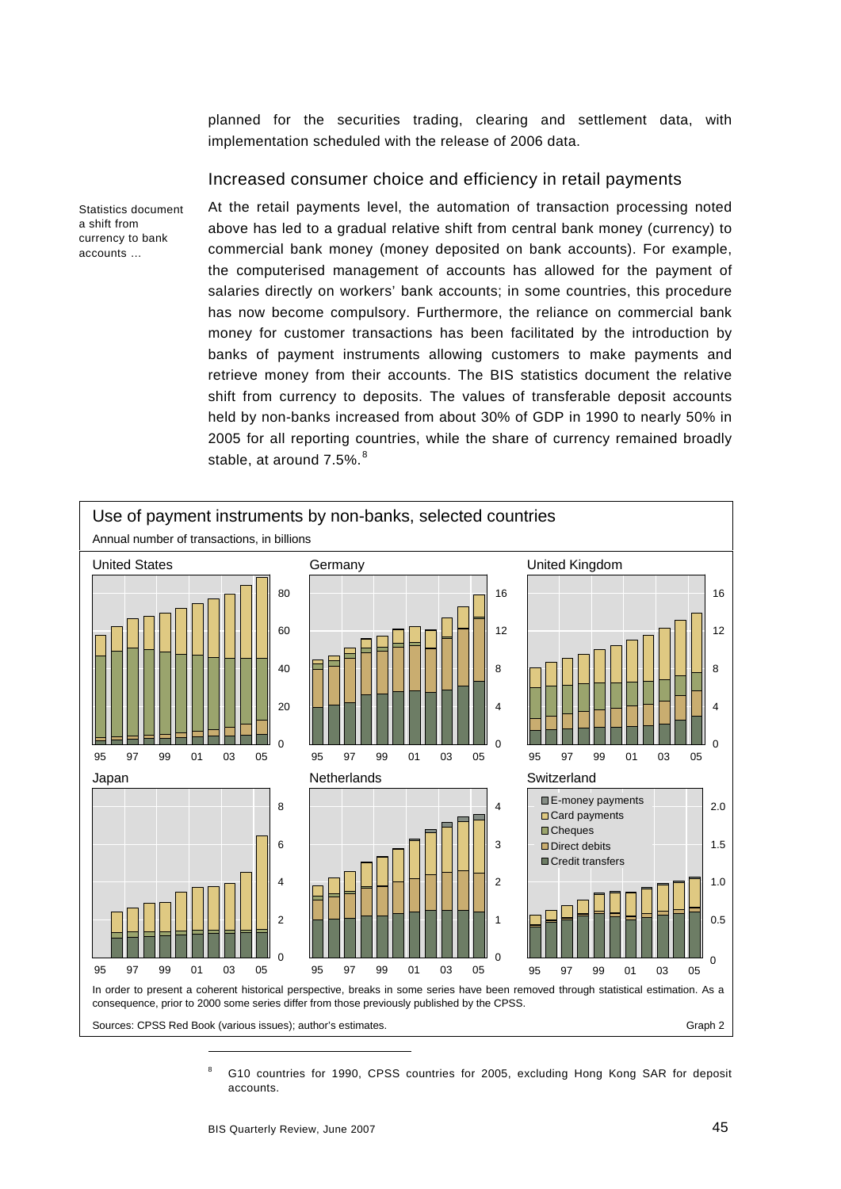planned for the securities trading, clearing and settlement data, with implementation scheduled with the release of 2006 data.

## Increased consumer choice and efficiency in retail payments

Statistics document a shift from currency to bank accounts …

At the retail payments level, the automation of transaction processing noted above has led to a gradual relative shift from central bank money (currency) to commercial bank money (money deposited on bank accounts). For example, the computerised management of accounts has allowed for the payment of salaries directly on workers' bank accounts; in some countries, this procedure has now become compulsory. Furthermore, the reliance on commercial bank money for customer transactions has been facilitated by the introduction by banks of payment instruments allowing customers to make payments and retrieve money from their accounts. The BIS statistics document the relative shift from currency to deposits. The values of transferable deposit accounts held by non-banks increased from about 30% of GDP in 1990 to nearly 50% in 2005 for all reporting countries, while the share of currency remained broadly stable, at around 7.5%.[8]

**Use of payment instruments by non-banks, selected countries**

Annual number of transactions, in billions

Panels: United States, Germany, United Kingdom, Japan, Netherlands, Switzerland

Legend: E-money payments; Card payments; Cheques; Direct debits; Credit transfers

In order to present a coherent historical perspective, breaks in some series have been removed through statistical estimation. As a consequence, prior to 2000 some series differ from those previously published by the CPSS.

Sources: CPSS Red Book (various issues); author's estimates. Graph 2

[8] G10 countries for 1990, CPSS countries for 2005, excluding Hong Kong SAR for deposit accounts.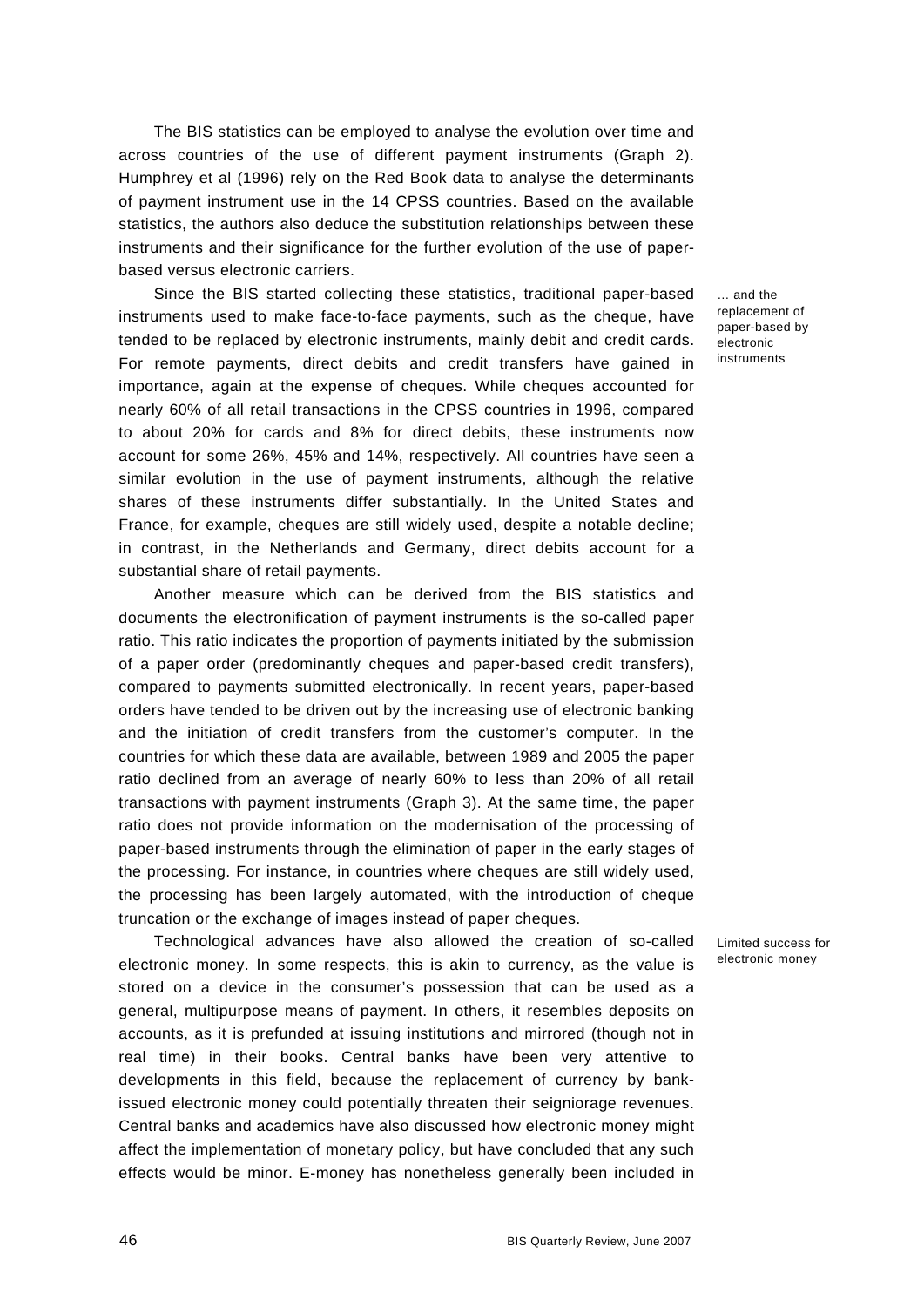The BIS statistics can be employed to analyse the evolution over time and across countries of the use of different payment instruments (Graph 2). Humphrey et al (1996) rely on the Red Book data to analyse the determinants of payment instrument use in the 14 CPSS countries. Based on the available statistics, the authors also deduce the substitution relationships between these instruments and their significance for the further evolution of the use of paper-based versus electronic carriers.

*… and the replacement of paper-based by electronic instruments*

Since the BIS started collecting these statistics, traditional paper-based instruments used to make face-to-face payments, such as the cheque, have tended to be replaced by electronic instruments, mainly debit and credit cards. For remote payments, direct debits and credit transfers have gained in importance, again at the expense of cheques. While cheques accounted for nearly 60% of all retail transactions in the CPSS countries in 1996, compared to about 20% for cards and 8% for direct debits, these instruments now account for some 26%, 45% and 14%, respectively. All countries have seen a similar evolution in the use of payment instruments, although the relative shares of these instruments differ substantially. In the United States and France, for example, cheques are still widely used, despite a notable decline; in contrast, in the Netherlands and Germany, direct debits account for a substantial share of retail payments.

Another measure which can be derived from the BIS statistics and documents the electronification of payment instruments is the so-called paper ratio. This ratio indicates the proportion of payments initiated by the submission of a paper order (predominantly cheques and paper-based credit transfers), compared to payments submitted electronically. In recent years, paper-based orders have tended to be driven out by the increasing use of electronic banking and the initiation of credit transfers from the customer's computer. In the countries for which these data are available, between 1989 and 2005 the paper ratio declined from an average of nearly 60% to less than 20% of all retail transactions with payment instruments (Graph 3). At the same time, the paper ratio does not provide information on the modernisation of the processing of paper-based instruments through the elimination of paper in the early stages of the processing. For instance, in countries where cheques are still widely used, the processing has been largely automated, with the introduction of cheque truncation or the exchange of images instead of paper cheques.

*Limited success for electronic money*

Technological advances have also allowed the creation of so-called electronic money. In some respects, this is akin to currency, as the value is stored on a device in the consumer's possession that can be used as a general, multipurpose means of payment. In others, it resembles deposits on accounts, as it is prefunded at issuing institutions and mirrored (though not in real time) in their books. Central banks have been very attentive to developments in this field, because the replacement of currency by bank-issued electronic money could potentially threaten their seigniorage revenues. Central banks and academics have also discussed how electronic money might affect the implementation of monetary policy, but have concluded that any such effects would be minor. E-money has nonetheless generally been included in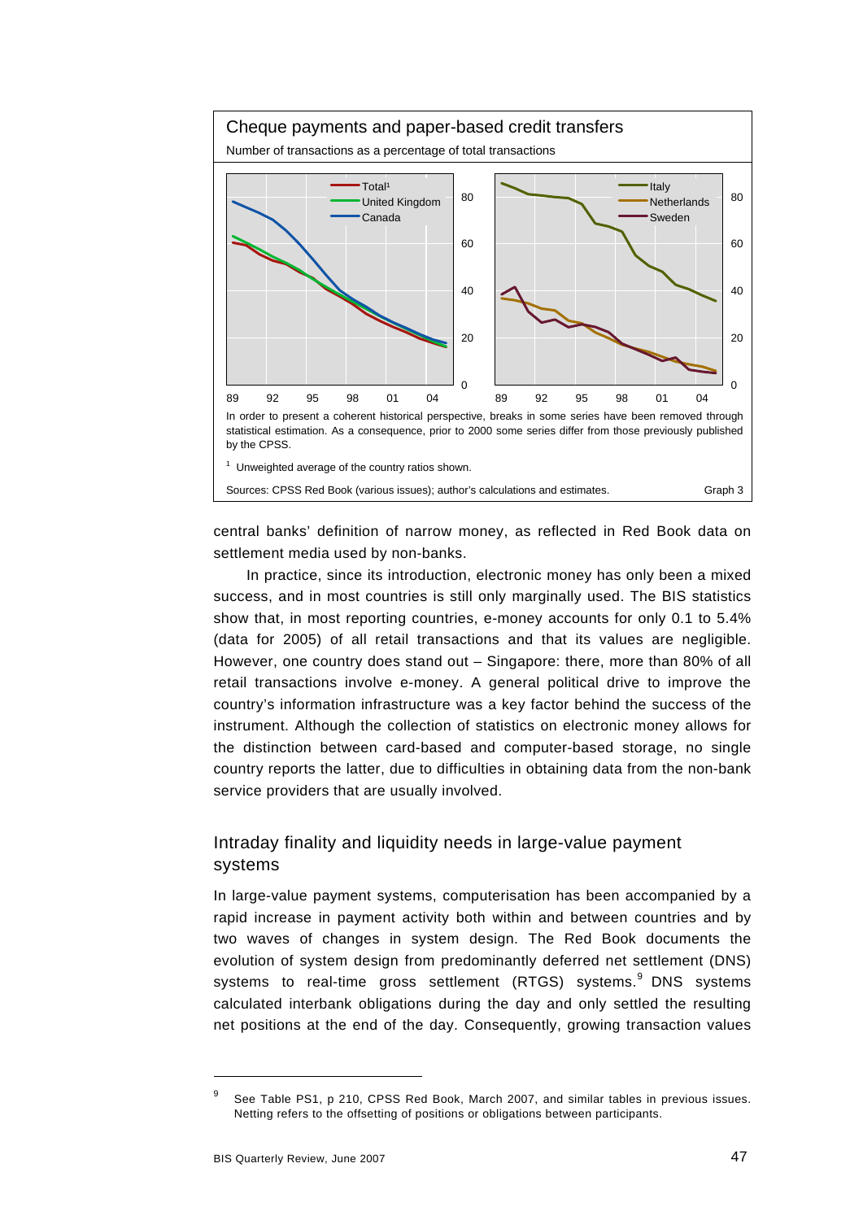**Cheque payments and paper-based credit transfers**

Number of transactions as a percentage of total transactions

In order to present a coherent historical perspective, breaks in some series have been removed through statistical estimation. As a consequence, prior to 2000 some series differ from those previously published by the CPSS.

[1] Unweighted average of the country ratios shown.

Sources: CPSS Red Book (various issues); author's calculations and estimates. Graph 3

central banks' definition of narrow money, as reflected in Red Book data on settlement media used by non-banks.

In practice, since its introduction, electronic money has only been a mixed success, and in most countries is still only marginally used. The BIS statistics show that, in most reporting countries, e-money accounts for only 0.1 to 5.4% (data for 2005) of all retail transactions and that its values are negligible. However, one country does stand out – Singapore: there, more than 80% of all retail transactions involve e-money. A general political drive to improve the country's information infrastructure was a key factor behind the success of the instrument. Although the collection of statistics on electronic money allows for the distinction between card-based and computer-based storage, no single country reports the latter, due to difficulties in obtaining data from the non-bank service providers that are usually involved.

## Intraday finality and liquidity needs in large-value payment systems

In large-value payment systems, computerisation has been accompanied by a rapid increase in payment activity both within and between countries and by two waves of changes in system design. The Red Book documents the evolution of system design from predominantly deferred net settlement (DNS) systems to real-time gross settlement (RTGS) systems.[9] DNS systems calculated interbank obligations during the day and only settled the resulting net positions at the end of the day. Consequently, growing transaction values

[9] See Table PS1, p 210, CPSS Red Book, March 2007, and similar tables in previous issues. Netting refers to the offsetting of positions or obligations between participants.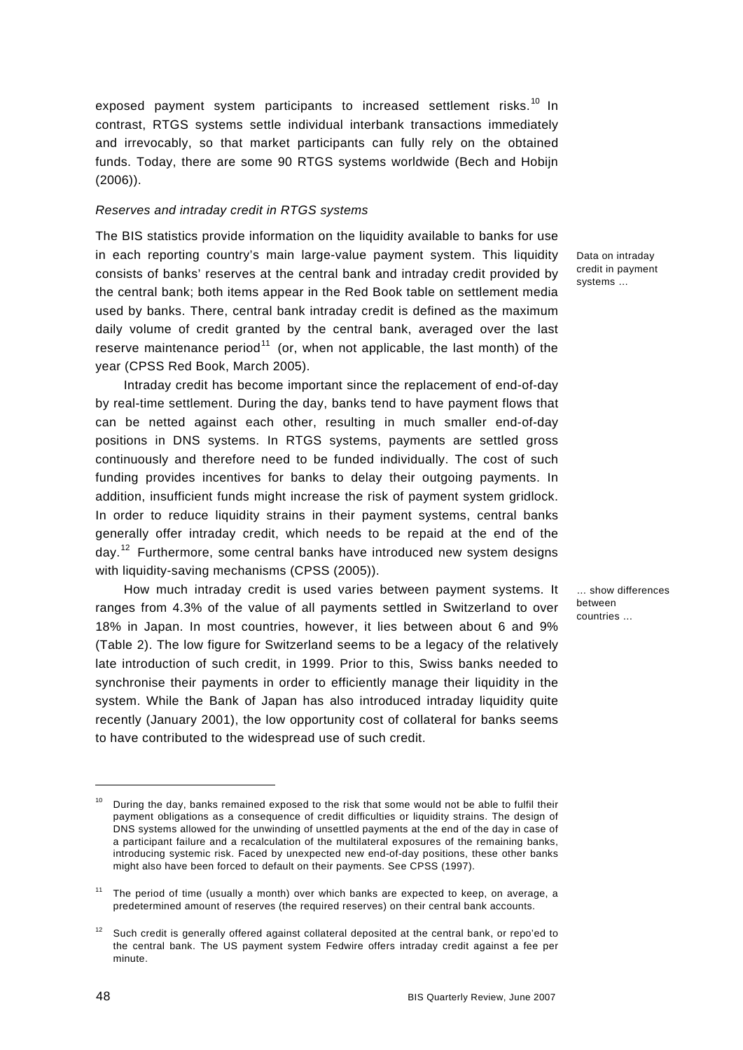exposed payment system participants to increased settlement risks.[10] In contrast, RTGS systems settle individual interbank transactions immediately and irrevocably, so that market participants can fully rely on the obtained funds. Today, there are some 90 RTGS systems worldwide (Bech and Hobijn (2006)).

*Reserves and intraday credit in RTGS systems*

Data on intraday credit in payment systems …

The BIS statistics provide information on the liquidity available to banks for use in each reporting country's main large-value payment system. This liquidity consists of banks' reserves at the central bank and intraday credit provided by the central bank; both items appear in the Red Book table on settlement media used by banks. There, central bank intraday credit is defined as the maximum daily volume of credit granted by the central bank, averaged over the last reserve maintenance period[11] (or, when not applicable, the last month) of the year (CPSS Red Book, March 2005).

Intraday credit has become important since the replacement of end-of-day by real-time settlement. During the day, banks tend to have payment flows that can be netted against each other, resulting in much smaller end-of-day positions in DNS systems. In RTGS systems, payments are settled gross continuously and therefore need to be funded individually. The cost of such funding provides incentives for banks to delay their outgoing payments. In addition, insufficient funds might increase the risk of payment system gridlock. In order to reduce liquidity strains in their payment systems, central banks generally offer intraday credit, which needs to be repaid at the end of the day.[12] Furthermore, some central banks have introduced new system designs with liquidity-saving mechanisms (CPSS (2005)).

… show differences between countries …

How much intraday credit is used varies between payment systems. It ranges from 4.3% of the value of all payments settled in Switzerland to over 18% in Japan. In most countries, however, it lies between about 6 and 9% (Table 2). The low figure for Switzerland seems to be a legacy of the relatively late introduction of such credit, in 1999. Prior to this, Swiss banks needed to synchronise their payments in order to efficiently manage their liquidity in the system. While the Bank of Japan has also introduced intraday liquidity quite recently (January 2001), the low opportunity cost of collateral for banks seems to have contributed to the widespread use of such credit.

---

[10] During the day, banks remained exposed to the risk that some would not be able to fulfil their payment obligations as a consequence of credit difficulties or liquidity strains. The design of DNS systems allowed for the unwinding of unsettled payments at the end of the day in case of a participant failure and a recalculation of the multilateral exposures of the remaining banks, introducing systemic risk. Faced by unexpected new end-of-day positions, these other banks might also have been forced to default on their payments. See CPSS (1997).

[11] The period of time (usually a month) over which banks are expected to keep, on average, a predetermined amount of reserves (the required reserves) on their central bank accounts.

[12] Such credit is generally offered against collateral deposited at the central bank, or repo'ed to the central bank. The US payment system Fedwire offers intraday credit against a fee per minute.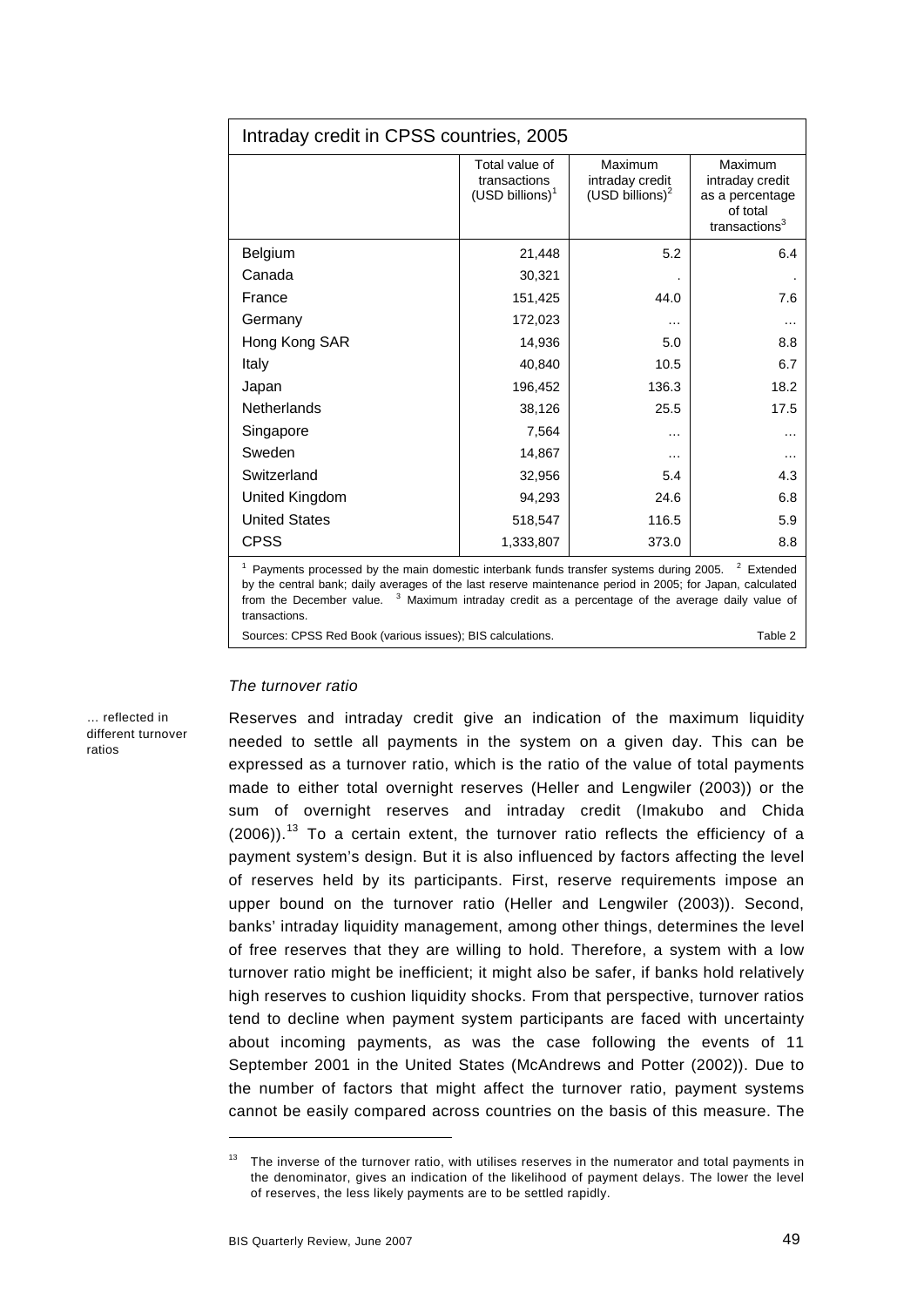| Intraday credit in CPSS countries, 2005 | | | |
|---|---|---|---|
| | Total value of transactions (USD billions)[1] | Maximum intraday credit (USD billions)[2] | Maximum intraday credit as a percentage of total transactions[3] |
| Belgium | 21,448 | 5.2 | 6.4 |
| Canada | 30,321 | . | . |
| France | 151,425 | 44.0 | 7.6 |
| Germany | 172,023 | … | … |
| Hong Kong SAR | 14,936 | 5.0 | 8.8 |
| Italy | 40,840 | 10.5 | 6.7 |
| Japan | 196,452 | 136.3 | 18.2 |
| Netherlands | 38,126 | 25.5 | 17.5 |
| Singapore | 7,564 | … | … |
| Sweden | 14,867 | … | … |
| Switzerland | 32,956 | 5.4 | 4.3 |
| United Kingdom | 94,293 | 24.6 | 6.8 |
| United States | 518,547 | 116.5 | 5.9 |
| CPSS | 1,333,807 | 373.0 | 8.8 |

[1] Payments processed by the main domestic interbank funds transfer systems during 2005. [2] Extended by the central bank; daily averages of the last reserve maintenance period in 2005; for Japan, calculated from the December value. [3] Maximum intraday credit as a percentage of the average daily value of transactions.

Sources: CPSS Red Book (various issues); BIS calculations. Table 2

### *The turnover ratio*

… reflected in different turnover ratios

Reserves and intraday credit give an indication of the maximum liquidity needed to settle all payments in the system on a given day. This can be expressed as a turnover ratio, which is the ratio of the value of total payments made to either total overnight reserves (Heller and Lengwiler (2003)) or the sum of overnight reserves and intraday credit (Imakubo and Chida (2006)).[13] To a certain extent, the turnover ratio reflects the efficiency of a payment system's design. But it is also influenced by factors affecting the level of reserves held by its participants. First, reserve requirements impose an upper bound on the turnover ratio (Heller and Lengwiler (2003)). Second, banks' intraday liquidity management, among other things, determines the level of free reserves that they are willing to hold. Therefore, a system with a low turnover ratio might be inefficient; it might also be safer, if banks hold relatively high reserves to cushion liquidity shocks. From that perspective, turnover ratios tend to decline when payment system participants are faced with uncertainty about incoming payments, as was the case following the events of 11 September 2001 in the United States (McAndrews and Potter (2002)). Due to the number of factors that might affect the turnover ratio, payment systems cannot be easily compared across countries on the basis of this measure. The

[13] The inverse of the turnover ratio, with utilises reserves in the numerator and total payments in the denominator, gives an indication of the likelihood of payment delays. The lower the level of reserves, the less likely payments are to be settled rapidly.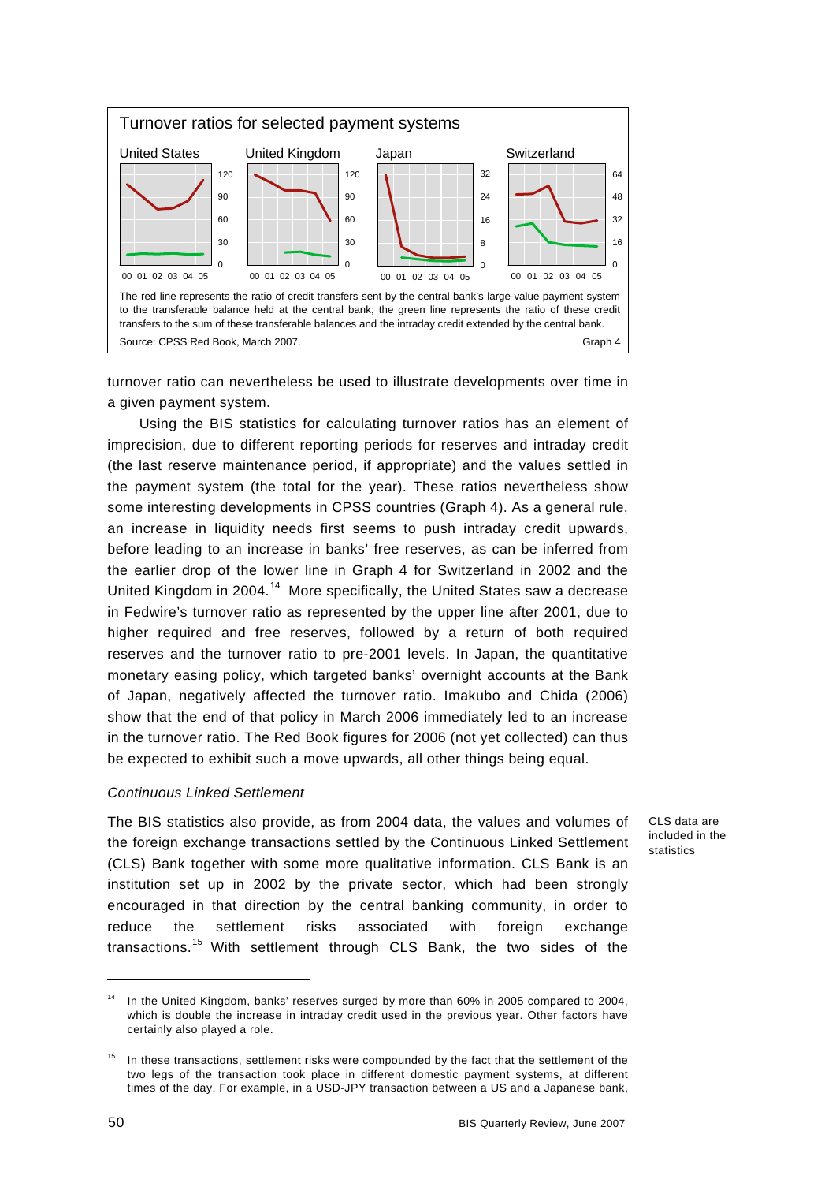**Turnover ratios for selected payment systems**

United States | United Kingdom | Japan | Switzerland

The red line represents the ratio of credit transfers sent by the central bank's large-value payment system to the transferable balance held at the central bank; the green line represents the ratio of these credit transfers to the sum of these transferable balances and the intraday credit extended by the central bank.

Source: CPSS Red Book, March 2007. Graph 4

turnover ratio can nevertheless be used to illustrate developments over time in a given payment system.

Using the BIS statistics for calculating turnover ratios has an element of imprecision, due to different reporting periods for reserves and intraday credit (the last reserve maintenance period, if appropriate) and the values settled in the payment system (the total for the year). These ratios nevertheless show some interesting developments in CPSS countries (Graph 4). As a general rule, an increase in liquidity needs first seems to push intraday credit upwards, before leading to an increase in banks' free reserves, as can be inferred from the earlier drop of the lower line in Graph 4 for Switzerland in 2002 and the United Kingdom in 2004.[14] More specifically, the United States saw a decrease in Fedwire's turnover ratio as represented by the upper line after 2001, due to higher required and free reserves, followed by a return of both required reserves and the turnover ratio to pre-2001 levels. In Japan, the quantitative monetary easing policy, which targeted banks' overnight accounts at the Bank of Japan, negatively affected the turnover ratio. Imakubo and Chida (2006) show that the end of that policy in March 2006 immediately led to an increase in the turnover ratio. The Red Book figures for 2006 (not yet collected) can thus be expected to exhibit such a move upwards, all other things being equal.

### *Continuous Linked Settlement*

CLS data are included in the statistics

The BIS statistics also provide, as from 2004 data, the values and volumes of the foreign exchange transactions settled by the Continuous Linked Settlement (CLS) Bank together with some more qualitative information. CLS Bank is an institution set up in 2002 by the private sector, which had been strongly encouraged in that direction by the central banking community, in order to reduce the settlement risks associated with foreign exchange transactions.[15] With settlement through CLS Bank, the two sides of the

---

[14] In the United Kingdom, banks' reserves surged by more than 60% in 2005 compared to 2004, which is double the increase in intraday credit used in the previous year. Other factors have certainly also played a role.

[15] In these transactions, settlement risks were compounded by the fact that the settlement of the two legs of the transaction took place in different domestic payment systems, at different times of the day. For example, in a USD-JPY transaction between a US and a Japanese bank,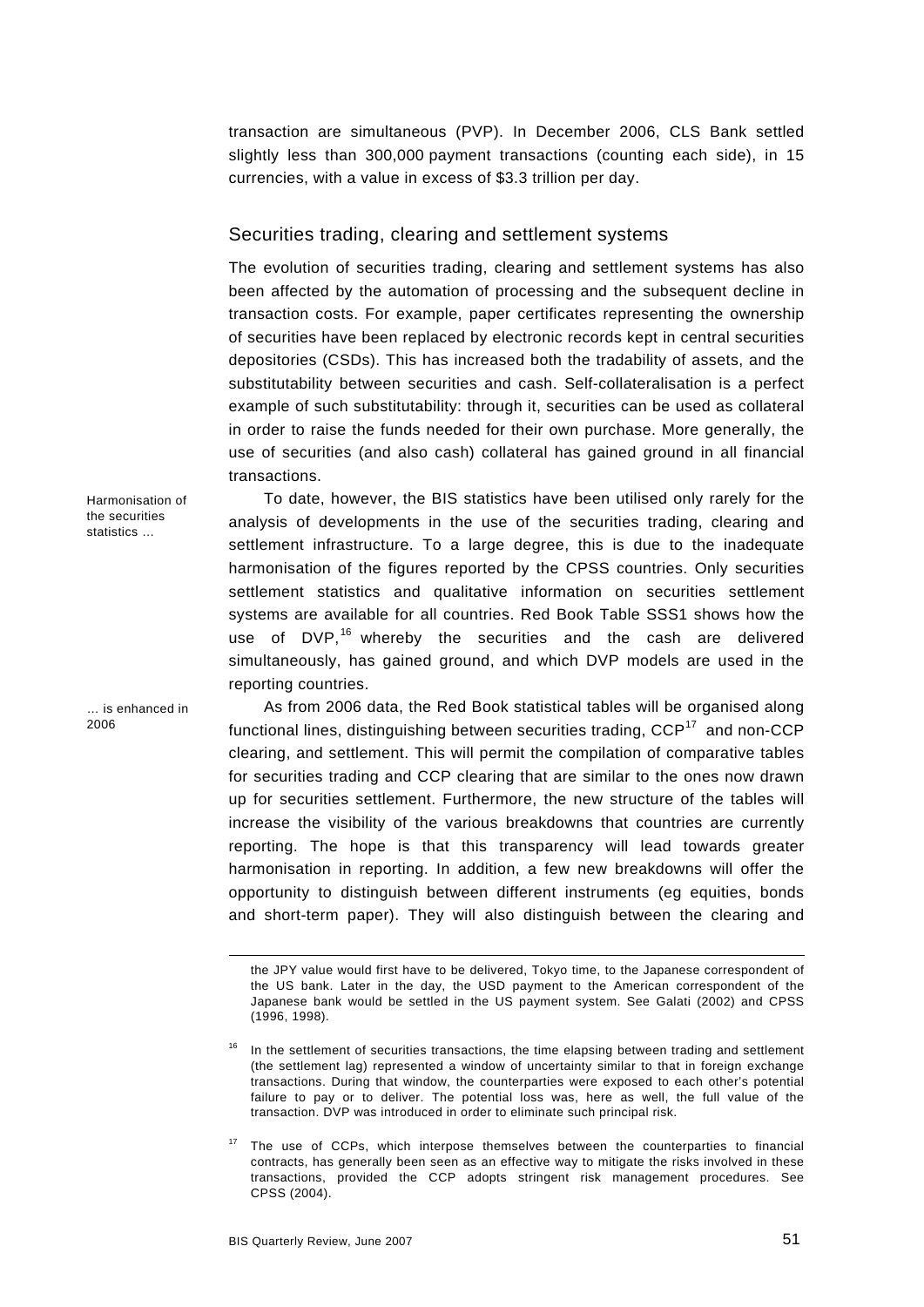transaction are simultaneous (PVP). In December 2006, CLS Bank settled slightly less than 300,000 payment transactions (counting each side), in 15 currencies, with a value in excess of $3.3 trillion per day.

## Securities trading, clearing and settlement systems

The evolution of securities trading, clearing and settlement systems has also been affected by the automation of processing and the subsequent decline in transaction costs. For example, paper certificates representing the ownership of securities have been replaced by electronic records kept in central securities depositories (CSDs). This has increased both the tradability of assets, and the substitutability between securities and cash. Self-collateralisation is a perfect example of such substitutability: through it, securities can be used as collateral in order to raise the funds needed for their own purchase. More generally, the use of securities (and also cash) collateral has gained ground in all financial transactions.

*Harmonisation of the securities statistics …*

To date, however, the BIS statistics have been utilised only rarely for the analysis of developments in the use of the securities trading, clearing and settlement infrastructure. To a large degree, this is due to the inadequate harmonisation of the figures reported by the CPSS countries. Only securities settlement statistics and qualitative information on securities settlement systems are available for all countries. Red Book Table SSS1 shows how the use of DVP,[16] whereby the securities and the cash are delivered simultaneously, has gained ground, and which DVP models are used in the reporting countries.

*… is enhanced in 2006*

As from 2006 data, the Red Book statistical tables will be organised along functional lines, distinguishing between securities trading, CCP[17] and non-CCP clearing, and settlement. This will permit the compilation of comparative tables for securities trading and CCP clearing that are similar to the ones now drawn up for securities settlement. Furthermore, the new structure of the tables will increase the visibility of the various breakdowns that countries are currently reporting. The hope is that this transparency will lead towards greater harmonisation in reporting. In addition, a few new breakdowns will offer the opportunity to distinguish between different instruments (eg equities, bonds and short-term paper). They will also distinguish between the clearing and

---

the JPY value would first have to be delivered, Tokyo time, to the Japanese correspondent of the US bank. Later in the day, the USD payment to the American correspondent of the Japanese bank would be settled in the US payment system. See Galati (2002) and CPSS (1996, 1998).

[16] In the settlement of securities transactions, the time elapsing between trading and settlement (the settlement lag) represented a window of uncertainty similar to that in foreign exchange transactions. During that window, the counterparties were exposed to each other's potential failure to pay or to deliver. The potential loss was, here as well, the full value of the transaction. DVP was introduced in order to eliminate such principal risk.

[17] The use of CCPs, which interpose themselves between the counterparties to financial contracts, has generally been seen as an effective way to mitigate the risks involved in these transactions, provided the CCP adopts stringent risk management procedures. See CPSS (2004).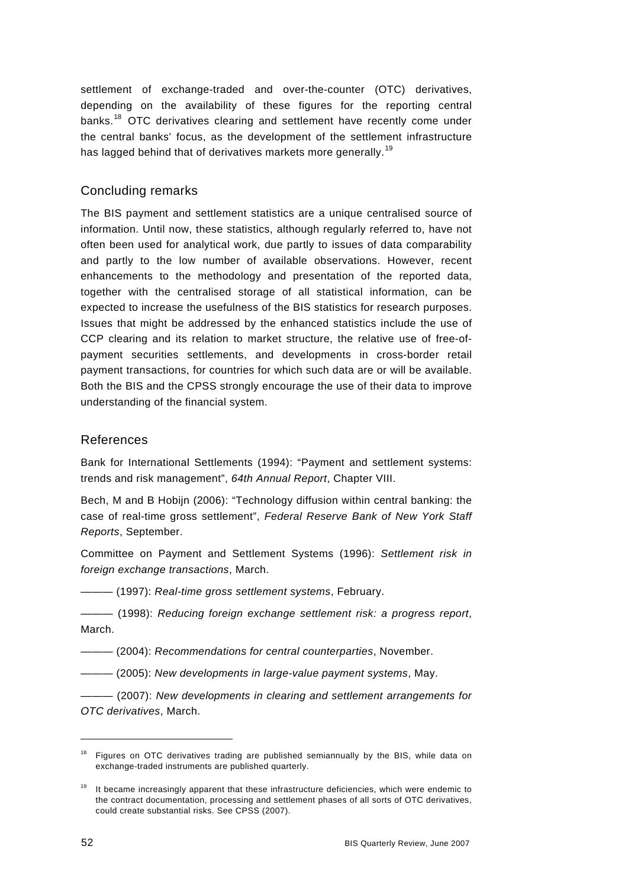settlement of exchange-traded and over-the-counter (OTC) derivatives, depending on the availability of these figures for the reporting central banks.[18] OTC derivatives clearing and settlement have recently come under the central banks' focus, as the development of the settlement infrastructure has lagged behind that of derivatives markets more generally.[19]

## Concluding remarks

The BIS payment and settlement statistics are a unique centralised source of information. Until now, these statistics, although regularly referred to, have not often been used for analytical work, due partly to issues of data comparability and partly to the low number of available observations. However, recent enhancements to the methodology and presentation of the reported data, together with the centralised storage of all statistical information, can be expected to increase the usefulness of the BIS statistics for research purposes. Issues that might be addressed by the enhanced statistics include the use of CCP clearing and its relation to market structure, the relative use of free-of-payment securities settlements, and developments in cross-border retail payment transactions, for countries for which such data are or will be available. Both the BIS and the CPSS strongly encourage the use of their data to improve understanding of the financial system.

## References

Bank for International Settlements (1994): "Payment and settlement systems: trends and risk management", *64th Annual Report*, Chapter VIII.

Bech, M and B Hobijn (2006): "Technology diffusion within central banking: the case of real-time gross settlement", *Federal Reserve Bank of New York Staff Reports*, September.

Committee on Payment and Settlement Systems (1996): *Settlement risk in foreign exchange transactions*, March.

——— (1997): *Real-time gross settlement systems*, February.

——— (1998): *Reducing foreign exchange settlement risk: a progress report*, March.

——— (2004): *Recommendations for central counterparties*, November.

——— (2005): *New developments in large-value payment systems*, May.

——— (2007): *New developments in clearing and settlement arrangements for OTC derivatives*, March.

---

[18] Figures on OTC derivatives trading are published semiannually by the BIS, while data on exchange-traded instruments are published quarterly.

[19] It became increasingly apparent that these infrastructure deficiencies, which were endemic to the contract documentation, processing and settlement phases of all sorts of OTC derivatives, could create substantial risks. See CPSS (2007).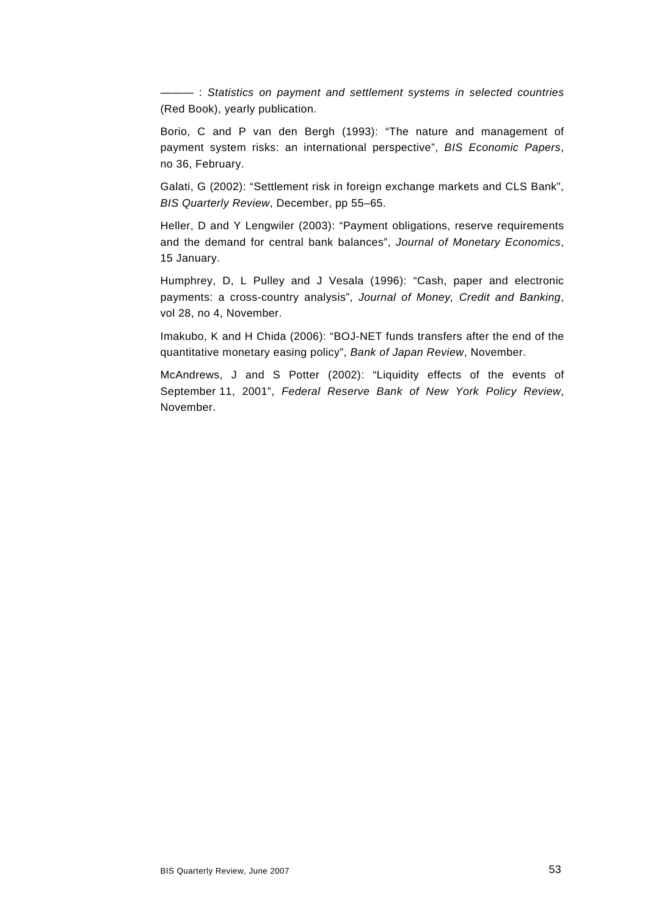——— : *Statistics on payment and settlement systems in selected countries* (Red Book), yearly publication.

Borio, C and P van den Bergh (1993): "The nature and management of payment system risks: an international perspective", *BIS Economic Papers*, no 36, February.

Galati, G (2002): "Settlement risk in foreign exchange markets and CLS Bank", *BIS Quarterly Review*, December, pp 55–65.

Heller, D and Y Lengwiler (2003): "Payment obligations, reserve requirements and the demand for central bank balances", *Journal of Monetary Economics*, 15 January.

Humphrey, D, L Pulley and J Vesala (1996): "Cash, paper and electronic payments: a cross-country analysis", *Journal of Money, Credit and Banking*, vol 28, no 4, November.

Imakubo, K and H Chida (2006): "BOJ-NET funds transfers after the end of the quantitative monetary easing policy", *Bank of Japan Review*, November.

McAndrews, J and S Potter (2002): "Liquidity effects of the events of September 11, 2001", *Federal Reserve Bank of New York Policy Review*, November.